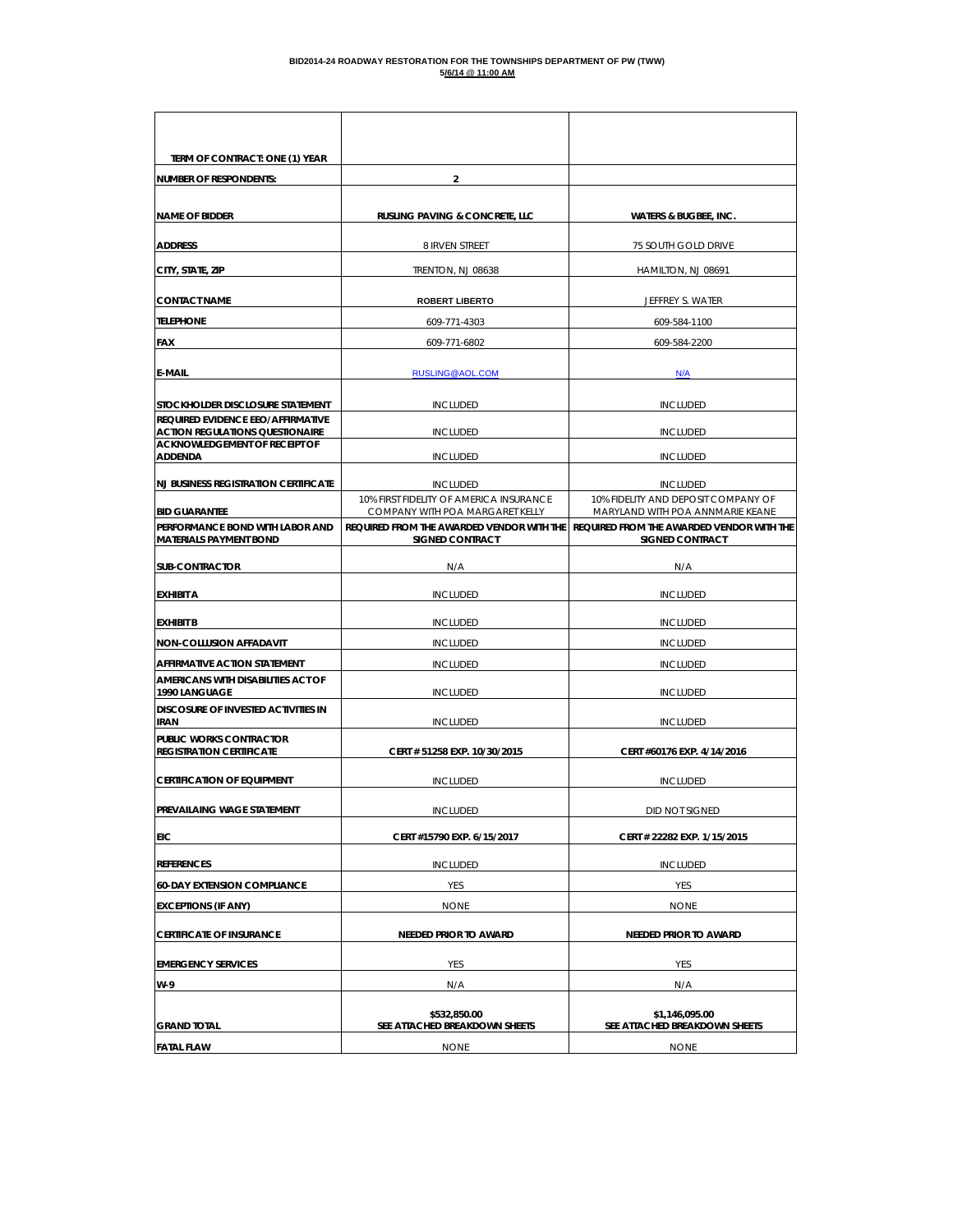**BID2014-24 ROADWAY RESTORATION FOR THE TOWNSHIPS DEPARTMENT OF PW (TWW)**
**5/6/14 @ 11:00 AM**

| TERM OF CONTRACT: ONE (1) YEAR | | |
|---|---|---|
| **NUMBER OF RESPONDENTS:** | **2** | |
| **NAME OF BIDDER** | **RUSLING PAVING & CONCRETE, LLC** | **WATERS & BUGBEE, INC.** |
| **ADDRESS** | 8 IRVEN STREET | 75 SOUTH GOLD DRIVE |
| **CITY, STATE, ZIP** | TRENTON, NJ 08638 | HAMILTON, NJ 08691 |
| **CONTACT NAME** | ROBERT LIBERTO | JEFFREY S. WATER |
| **TELEPHONE** | 609-771-4303 | 609-584-1100 |
| **FAX** | 609-771-6802 | 609-584-2200 |
| **E-MAIL** | RUSLING@AOL.COM | N/A |
| **STOCKHOLDER DISCLOSURE STATEMENT** | INCLUDED | INCLUDED |
| **REQUIRED EVIDENCE EEO/AFFIRMATIVE ACTION REGULATIONS QUESTIONAIRE** | INCLUDED | INCLUDED |
| **ACKNOWLEDGEMENT OF RECEIPT OF ADDENDA** | INCLUDED | INCLUDED |
| **NJ BUSINESS REGISTRATION CERTIFICATE** | INCLUDED | INCLUDED |
| **BID GUARANTEE** | 10% FIRST FIDELITY OF AMERICA INSURANCE COMPANY WITH POA MARGARET KELLY | 10% FIDELITY AND DEPOSIT COMPANY OF MARYLAND WITH POA ANNMARIE KEANE |
| **PERFORMANCE BOND WITH LABOR AND MATERIALS PAYMENT BOND** | **REQUIRED FROM THE AWARDED VENDOR WITH THE SIGNED CONTRACT** | **REQUIRED FROM THE AWARDED VENDOR WITH THE SIGNED CONTRACT** |
| **SUB-CONTRACTOR** | N/A | N/A |
| **EXHIBIT A** | INCLUDED | INCLUDED |
| **EXHIBIT B** | INCLUDED | INCLUDED |
| **NON-COLLUSION AFFADAVIT** | INCLUDED | INCLUDED |
| **AFFIRMATIVE ACTION STATEMENT** | INCLUDED | INCLUDED |
| **AMERICANS WITH DISABILITIES ACT OF 1990 LANGUAGE** | INCLUDED | INCLUDED |
| **DISCOSURE OF INVESTED ACTIVITIES IN IRAN** | INCLUDED | INCLUDED |
| **PUBLIC WORKS CONTRACTOR REGISTRATION CERTIFICATE** | **CERT # 51258 EXP. 10/30/2015** | **CERT #60176 EXP. 4/14/2016** |
| **CERTIFICATION OF EQUIPMENT** | INCLUDED | INCLUDED |
| **PREVAILAING WAGE STATEMENT** | INCLUDED | DID NOT SIGNED |
| **EIC** | **CERT #15790 EXP. 6/15/2017** | **CERT # 22282 EXP. 1/15/2015** |
| **REFERENCES** | INCLUDED | INCLUDED |
| **60-DAY EXTENSION COMPLIANCE** | YES | YES |
| **EXCEPTIONS (IF ANY)** | NONE | NONE |
| **CERTIFICATE OF INSURANCE** | **NEEDED PRIOR TO AWARD** | **NEEDED PRIOR TO AWARD** |
| **EMERGENCY SERVICES** | YES | YES |
| **W-9** | N/A | N/A |
| **GRAND TOTAL** | **$532,850.00 SEE ATTACHED BREAKDOWN SHEETS** | **$1,146,095.00 SEE ATTACHED BREAKDOWN SHEETS** |
| **FATAL FLAW** | NONE | NONE |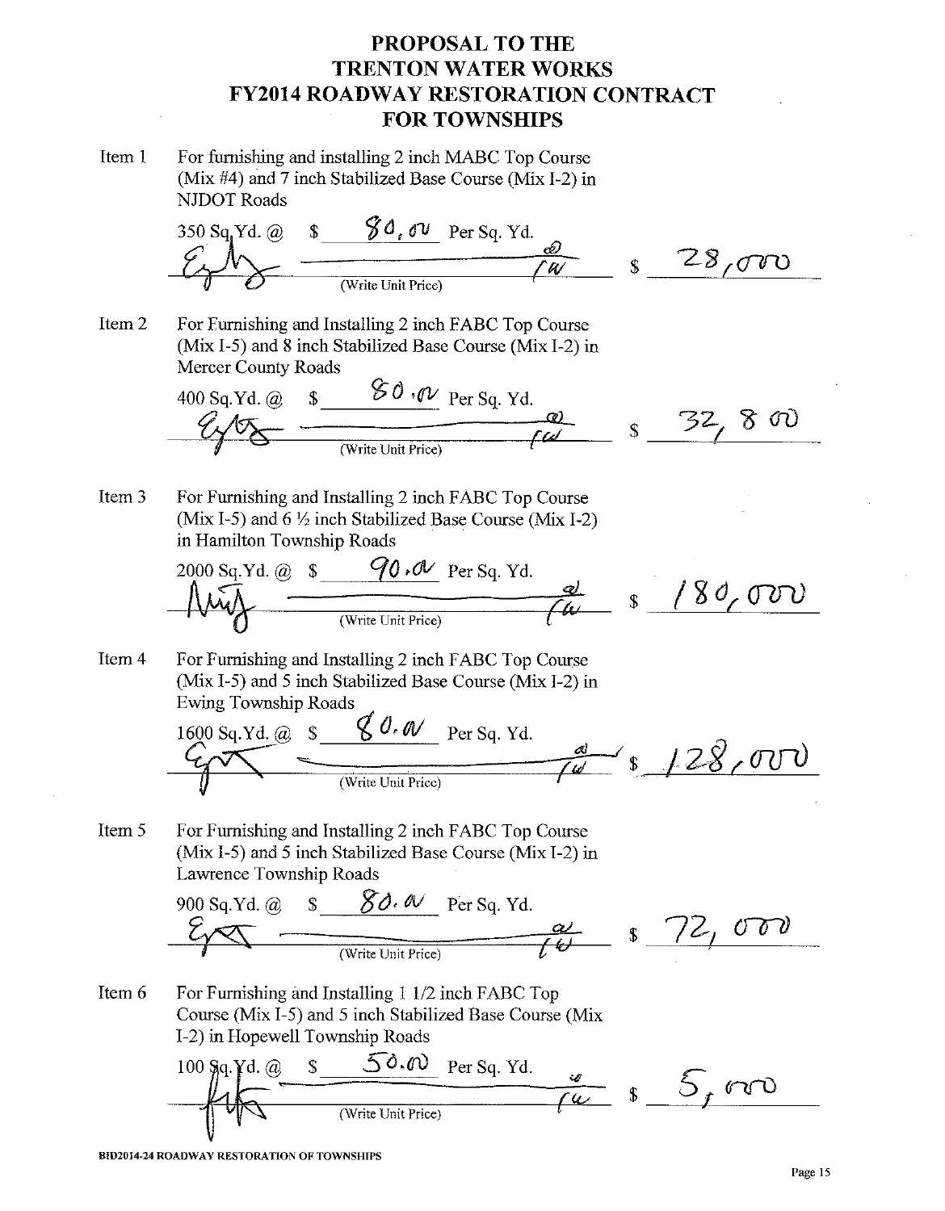# PROPOSAL TO THE TRENTON WATER WORKS FY2014 ROADWAY RESTORATION CONTRACT FOR TOWNSHIPS

**Item 1** For furnishing and installing 2 inch MABC Top Course (Mix #4) and 7 inch Stabilized Base Course (Mix I-2) in NJDOT Roads

350 Sq.Yd. @ $ 80.00 Per Sq. Yd.

Eighty 00/100 (Write Unit Price) $ 28,000

**Item 2** For Furnishing and Installing 2 inch FABC Top Course (Mix I-5) and 8 inch Stabilized Base Course (Mix I-2) in Mercer County Roads

400 Sq.Yd. @ $ 80.00 Per Sq. Yd.

Eighty 00/100 (Write Unit Price) $ 32,800

**Item 3** For Furnishing and Installing 2 inch FABC Top Course (Mix I-5) and 6 ½ inch Stabilized Base Course (Mix I-2) in Hamilton Township Roads

2000 Sq.Yd. @ $ 90.00 Per Sq. Yd.

Ninety 00/100 (Write Unit Price) $ 180,000

**Item 4** For Furnishing and Installing 2 inch FABC Top Course (Mix I-5) and 5 inch Stabilized Base Course (Mix I-2) in Ewing Township Roads

1600 Sq.Yd. @ $ 80.00 Per Sq. Yd.

Eighty 00/100 (Write Unit Price) $ 128,000

**Item 5** For Furnishing and Installing 2 inch FABC Top Course (Mix I-5) and 5 inch Stabilized Base Course (Mix I-2) in Lawrence Township Roads

900 Sq.Yd. @ $ 80.00 Per Sq. Yd.

Eighty 00/100 (Write Unit Price) $ 72,000

**Item 6** For Furnishing and Installing 1 1/2 inch FABC Top Course (Mix I-5) and 5 inch Stabilized Base Course (Mix I-2) in Hopewell Township Roads

100 Sq.Yd. @ $ 50.00 Per Sq. Yd.

Fifty 00/100 (Write Unit Price) $ 5,000

BID2014-24 ROADWAY RESTORATION OF TOWNSHIPS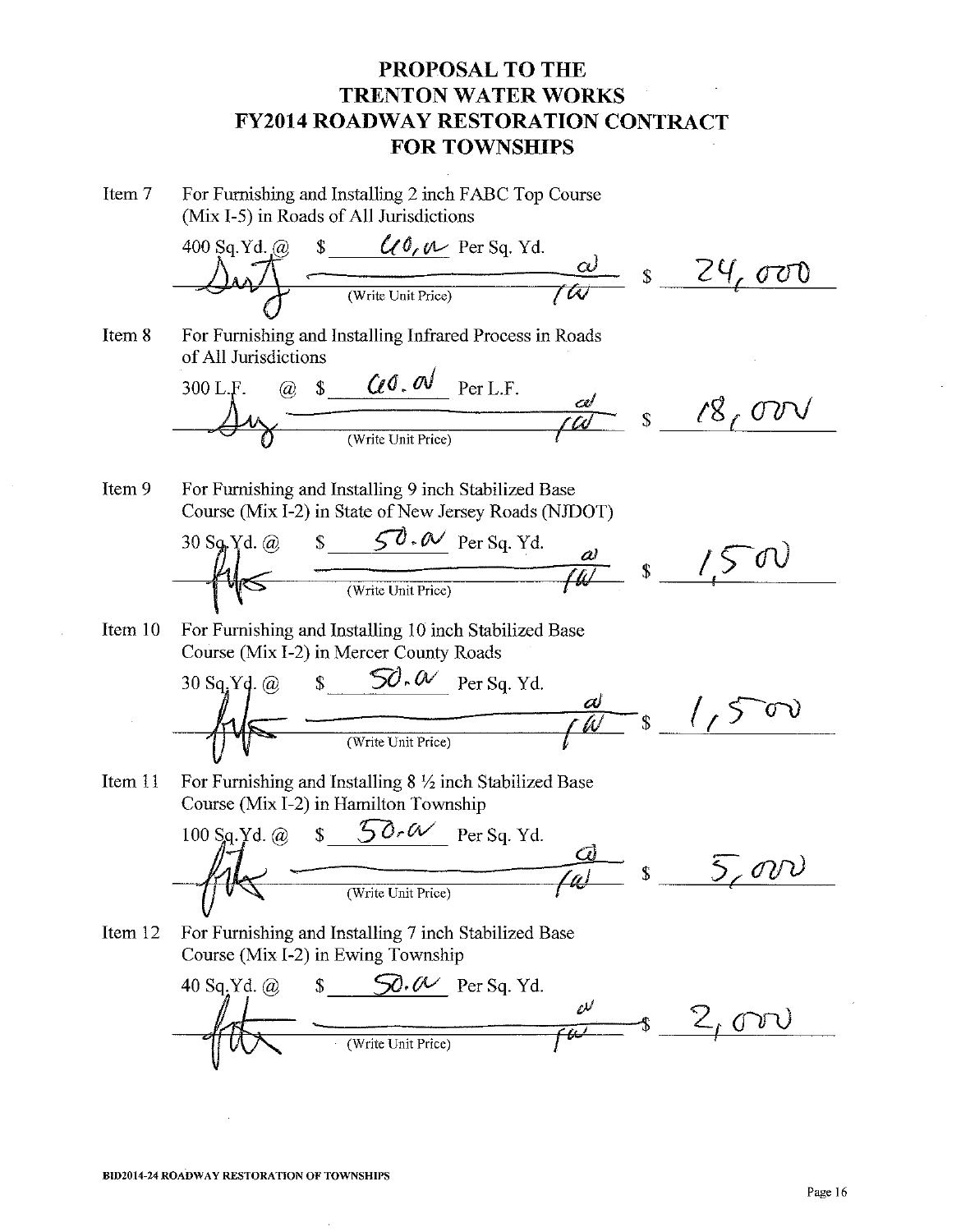# PROPOSAL TO THE TRENTON WATER WORKS FY2014 ROADWAY RESTORATION CONTRACT FOR TOWNSHIPS

**Item 7** For Furnishing and Installing 2 inch FABC Top Course (Mix I-5) in Roads of All Jurisdictions

400 Sq.Yd. @ $ 60.00 Per Sq. Yd.

(Write Unit Price) 00/100 $ 24,000

**Item 8** For Furnishing and Installing Infrared Process in Roads of All Jurisdictions

300 L.F. @ $ 60.00 Per L.F.

(Write Unit Price) 00/100 $ 18,000

**Item 9** For Furnishing and Installing 9 inch Stabilized Base Course (Mix I-2) in State of New Jersey Roads (NJDOT)

30 Sq.Yd. @ $ 50.00 Per Sq. Yd.

(Write Unit Price) 00/100 $ 1,500

**Item 10** For Furnishing and Installing 10 inch Stabilized Base Course (Mix I-2) in Mercer County Roads

30 Sq.Yd. @ $ 50.00 Per Sq. Yd.

(Write Unit Price) 00/100 $ 1,500

**Item 11** For Furnishing and Installing 8 ½ inch Stabilized Base Course (Mix I-2) in Hamilton Township

100 Sq.Yd. @ $ 50.00 Per Sq. Yd.

(Write Unit Price) 00/100 $ 5,000

**Item 12** For Furnishing and Installing 7 inch Stabilized Base Course (Mix I-2) in Ewing Township

40 Sq.Yd. @ $ 50.00 Per Sq. Yd.

(Write Unit Price) 00/100 $ 2,000

BID2014-24 ROADWAY RESTORATION OF TOWNSHIPS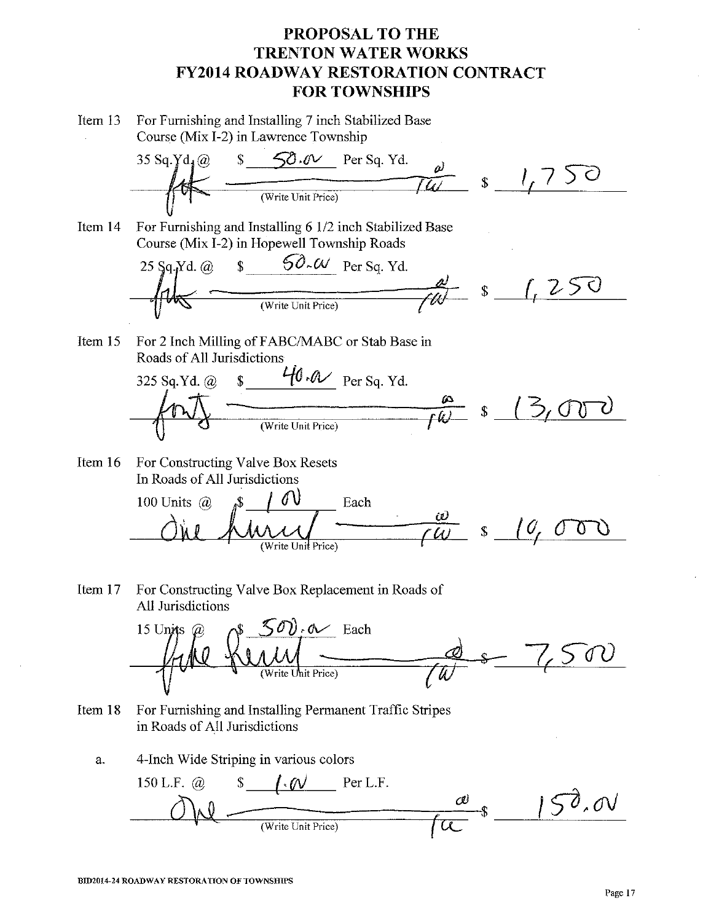# PROPOSAL TO THE TRENTON WATER WORKS FY2014 ROADWAY RESTORATION CONTRACT FOR TOWNSHIPS

**Item 13** For Furnishing and Installing 7 inch Stabilized Base Course (Mix I-2) in Lawrence Township

35 Sq.Yd. @ $ 50.00 Per Sq. Yd.

fifty (Write Unit Price) 00/100 $ 1,750

**Item 14** For Furnishing and Installing 6 1/2 inch Stabilized Base Course (Mix I-2) in Hopewell Township Roads

25 Sq.Yd. @ $ 50.00 Per Sq. Yd.

fifty (Write Unit Price) 00/100 $ 1,250

**Item 15** For 2 Inch Milling of FABC/MABC or Stab Base in Roads of All Jurisdictions

325 Sq.Yd. @ $ 40.00 Per Sq. Yd.

forty (Write Unit Price) 00/100 $ 13,000

**Item 16** For Constructing Valve Box Resets In Roads of All Jurisdictions

100 Units @ $ 100 Each

One hundred (Write Unit Price) 00/100 $ 10,000

**Item 17** For Constructing Valve Box Replacement in Roads of All Jurisdictions

15 Units @ $ 500.00 Each

five hundred (Write Unit Price) 00/100 $ 7,500

**Item 18** For Furnishing and Installing Permanent Traffic Stripes in Roads of All Jurisdictions

a. 4-Inch Wide Striping in various colors

150 L.F. @ $ 1.00 Per L.F.

One (Write Unit Price) 00/100 $ 150.00

BID2014-24 ROADWAY RESTORATION OF TOWNSHIPS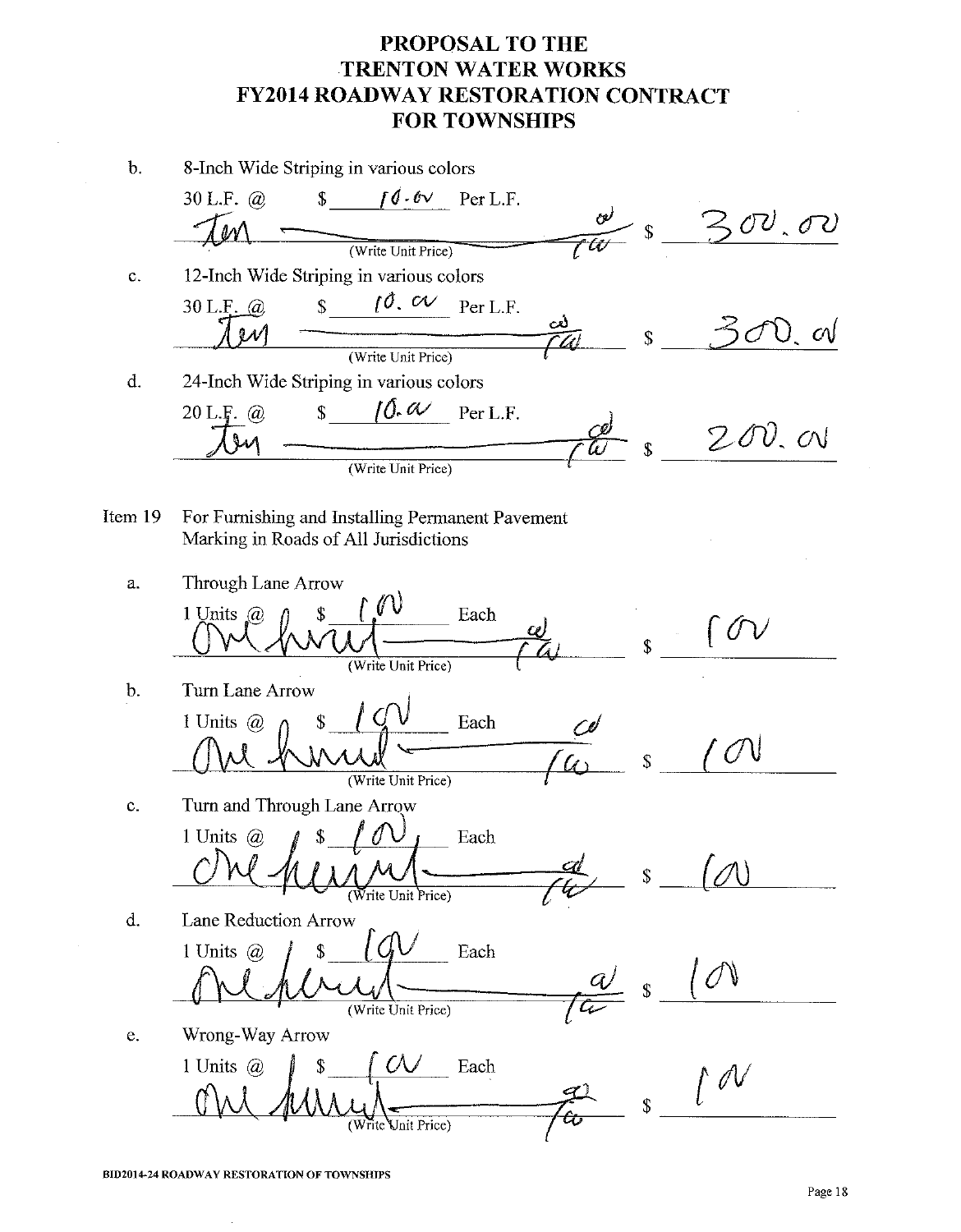# PROPOSAL TO THE TRENTON WATER WORKS FY2014 ROADWAY RESTORATION CONTRACT FOR TOWNSHIPS

b. 8-Inch Wide Striping in various colors

30 L.F. @ $ 10.00 Per L.F.

Ten 00/100 (Write Unit Price) $ 300.00

c. 12-Inch Wide Striping in various colors

30 L.F. @ $ 10.00 Per L.F.

Ten 00/100 (Write Unit Price) $ 300.00

d. 24-Inch Wide Striping in various colors

20 L.F. @ $ 10.00 Per L.F.

Ten 00/100 (Write Unit Price) $ 200.00

Item 19 For Furnishing and Installing Permanent Pavement Marking in Roads of All Jurisdictions

a. Through Lane Arrow

1 Units @ $ 100 Each

One hundred 00/100 (Write Unit Price) $ 100

b. Turn Lane Arrow

1 Units @ $ 100 Each

One hundred 00/100 (Write Unit Price) $ 100

c. Turn and Through Lane Arrow

1 Units @ $ 100 Each

One hundred 00/100 (Write Unit Price) $ 100

d. Lane Reduction Arrow

1 Units @ $ 100 Each

One hundred 00/100 (Write Unit Price) $ 100

e. Wrong-Way Arrow

1 Units @ $ 100 Each

One hundred 00/100 (Write Unit Price) $ 100

BID2014-24 ROADWAY RESTORATION OF TOWNSHIPS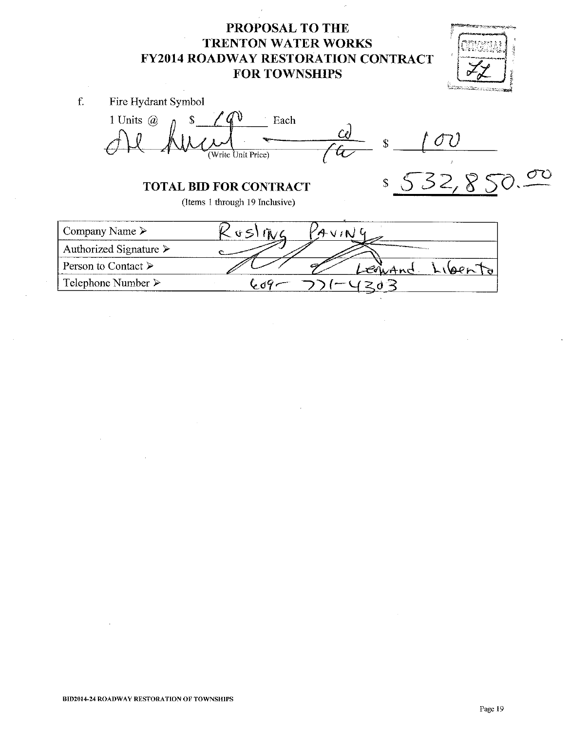# PROPOSAL TO THE TRENTON WATER WORKS FY2014 ROADWAY RESTORATION CONTRACT FOR TOWNSHIPS

ORIGINAL

f. Fire Hydrant Symbol

1 Units @ $ 100 Each

One hundred 00/100 (Write Unit Price) $ 100

**TOTAL BID FOR CONTRACT** $ 532,850.00

(Items 1 through 19 Inclusive)

| | |
|---|---|
| Company Name ➤ | Rusling Paving |
| Authorized Signature ➤ | [signature] |
| Person to Contact ➤ | Leonard Liberto |
| Telephone Number ➤ | 609-771-4303 |

BID2014-24 ROADWAY RESTORATION OF TOWNSHIPS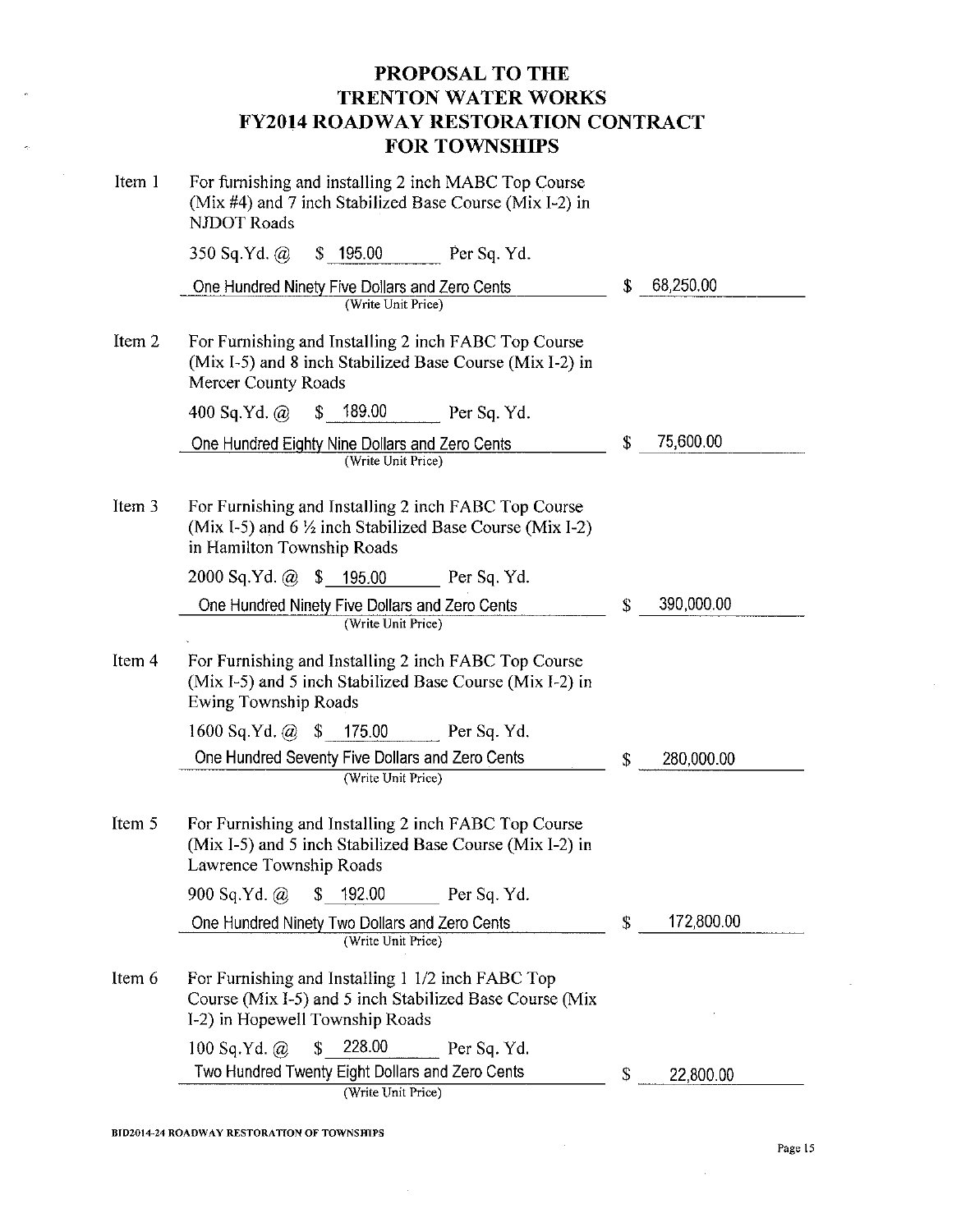# PROPOSAL TO THE TRENTON WATER WORKS FY2014 ROADWAY RESTORATION CONTRACT FOR TOWNSHIPS

**Item 1** For furnishing and installing 2 inch MABC Top Course (Mix #4) and 7 inch Stabilized Base Course (Mix I-2) in NJDOT Roads

350 Sq.Yd. @ $ 195.00 Per Sq. Yd.

One Hundred Ninety Five Dollars and Zero Cents (Write Unit Price) — $ 68,250.00

**Item 2** For Furnishing and Installing 2 inch FABC Top Course (Mix I-5) and 8 inch Stabilized Base Course (Mix I-2) in Mercer County Roads

400 Sq.Yd. @ $ 189.00 Per Sq. Yd.

One Hundred Eighty Nine Dollars and Zero Cents (Write Unit Price) — $ 75,600.00

**Item 3** For Furnishing and Installing 2 inch FABC Top Course (Mix I-5) and 6 ½ inch Stabilized Base Course (Mix I-2) in Hamilton Township Roads

2000 Sq.Yd. @ $ 195.00 Per Sq. Yd.

One Hundred Ninety Five Dollars and Zero Cents (Write Unit Price) — $ 390,000.00

**Item 4** For Furnishing and Installing 2 inch FABC Top Course (Mix I-5) and 5 inch Stabilized Base Course (Mix I-2) in Ewing Township Roads

1600 Sq.Yd. @ $ 175.00 Per Sq. Yd.

One Hundred Seventy Five Dollars and Zero Cents (Write Unit Price) — $ 280,000.00

**Item 5** For Furnishing and Installing 2 inch FABC Top Course (Mix I-5) and 5 inch Stabilized Base Course (Mix I-2) in Lawrence Township Roads

900 Sq.Yd. @ $ 192.00 Per Sq. Yd.

One Hundred Ninety Two Dollars and Zero Cents (Write Unit Price) — $ 172,800.00

**Item 6** For Furnishing and Installing 1 1/2 inch FABC Top Course (Mix I-5) and 5 inch Stabilized Base Course (Mix I-2) in Hopewell Township Roads

100 Sq.Yd. @ $ 228.00 Per Sq. Yd.

Two Hundred Twenty Eight Dollars and Zero Cents (Write Unit Price) — $ 22,800.00

BID2014-24 ROADWAY RESTORATION OF TOWNSHIPS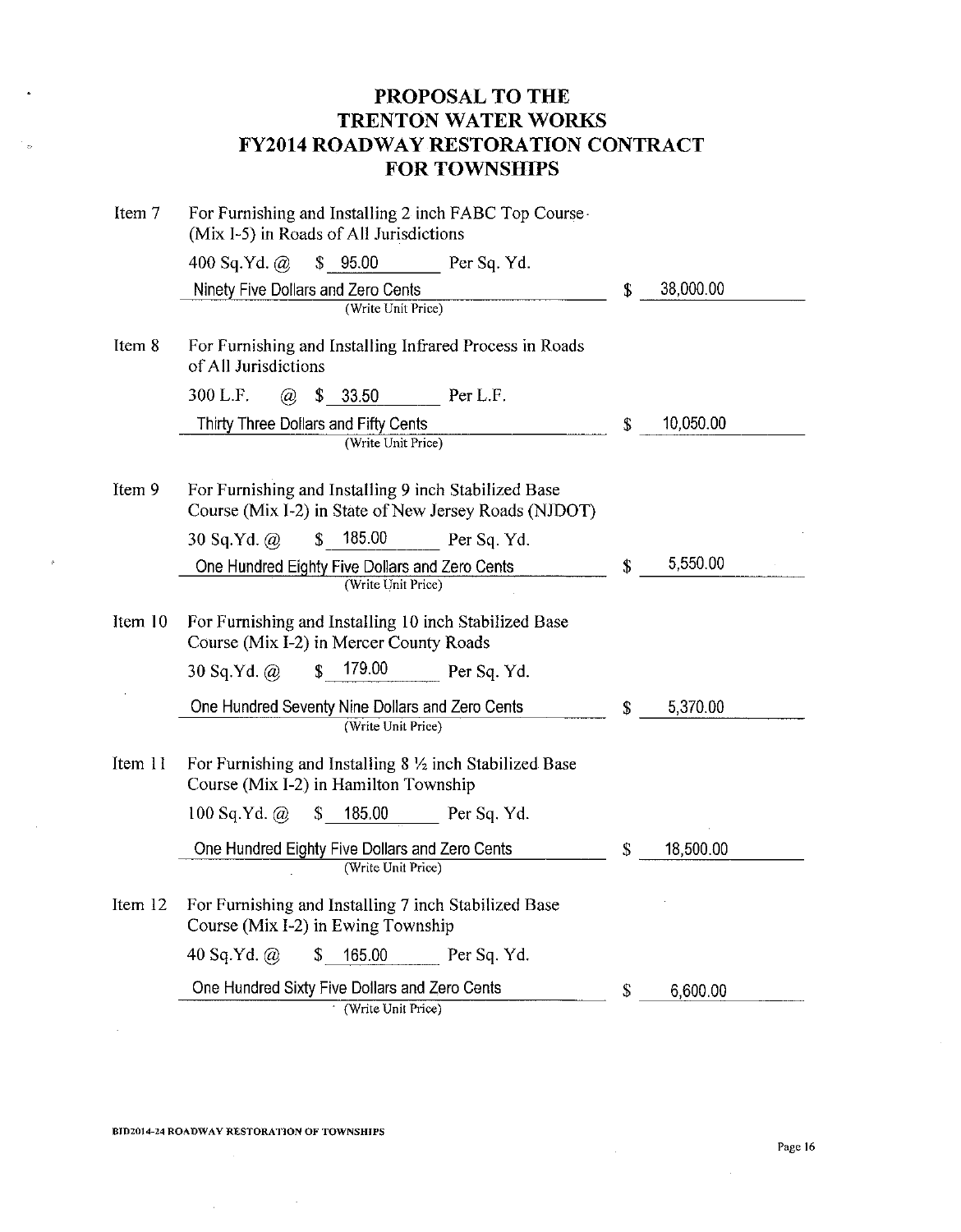# PROPOSAL TO THE TRENTON WATER WORKS FY2014 ROADWAY RESTORATION CONTRACT FOR TOWNSHIPS

**Item 7** For Furnishing and Installing 2 inch FABC Top Course (Mix I-5) in Roads of All Jurisdictions

400 Sq.Yd. @ $ 95.00 Per Sq. Yd.

Ninety Five Dollars and Zero Cents (Write Unit Price) — $ 38,000.00

**Item 8** For Furnishing and Installing Infrared Process in Roads of All Jurisdictions

300 L.F. @ $ 33.50 Per L.F.

Thirty Three Dollars and Fifty Cents (Write Unit Price) — $ 10,050.00

**Item 9** For Furnishing and Installing 9 inch Stabilized Base Course (Mix I-2) in State of New Jersey Roads (NJDOT)

30 Sq.Yd. @ $ 185.00 Per Sq. Yd.

One Hundred Eighty Five Dollars and Zero Cents (Write Unit Price) — $ 5,550.00

**Item 10** For Furnishing and Installing 10 inch Stabilized Base Course (Mix I-2) in Mercer County Roads

30 Sq.Yd. @ $ 179.00 Per Sq. Yd.

One Hundred Seventy Nine Dollars and Zero Cents (Write Unit Price) — $ 5,370.00

**Item 11** For Furnishing and Installing 8 ½ inch Stabilized Base Course (Mix I-2) in Hamilton Township

100 Sq.Yd. @ $ 185.00 Per Sq. Yd.

One Hundred Eighty Five Dollars and Zero Cents (Write Unit Price) — $ 18,500.00

**Item 12** For Furnishing and Installing 7 inch Stabilized Base Course (Mix I-2) in Ewing Township

40 Sq.Yd. @ $ 165.00 Per Sq. Yd.

One Hundred Sixty Five Dollars and Zero Cents (Write Unit Price) — $ 6,600.00

BID2014-24 ROADWAY RESTORATION OF TOWNSHIPS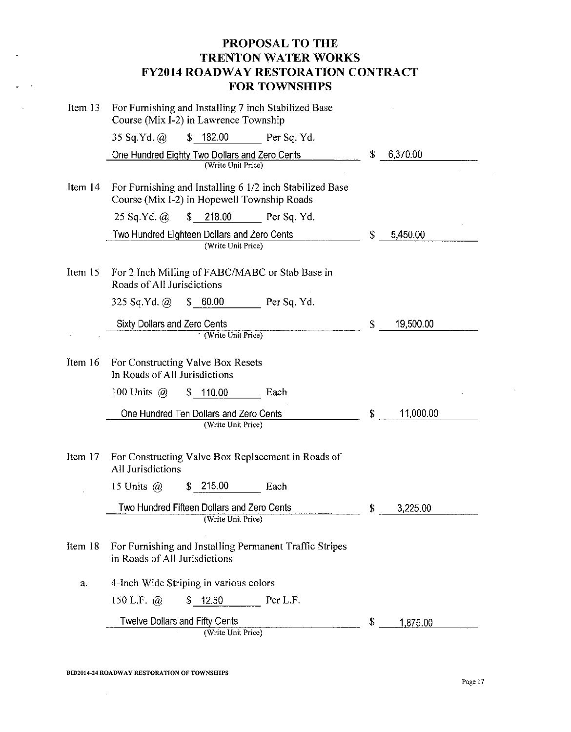# PROPOSAL TO THE TRENTON WATER WORKS FY2014 ROADWAY RESTORATION CONTRACT FOR TOWNSHIPS

**Item 13** For Furnishing and Installing 7 inch Stabilized Base Course (Mix I-2) in Lawrence Township

35 Sq.Yd. @ $ 182.00 Per Sq. Yd.

One Hundred Eighty Two Dollars and Zero Cents (Write Unit Price) — $ 6,370.00

**Item 14** For Furnishing and Installing 6 1/2 inch Stabilized Base Course (Mix I-2) in Hopewell Township Roads

25 Sq.Yd. @ $ 218.00 Per Sq. Yd.

Two Hundred Eighteen Dollars and Zero Cents (Write Unit Price) — $ 5,450.00

**Item 15** For 2 Inch Milling of FABC/MABC or Stab Base in Roads of All Jurisdictions

325 Sq.Yd. @ $ 60.00 Per Sq. Yd.

Sixty Dollars and Zero Cents (Write Unit Price) — $ 19,500.00

**Item 16** For Constructing Valve Box Resets In Roads of All Jurisdictions

100 Units @ $ 110.00 Each

One Hundred Ten Dollars and Zero Cents (Write Unit Price) — $ 11,000.00

**Item 17** For Constructing Valve Box Replacement in Roads of All Jurisdictions

15 Units @ $ 215.00 Each

Two Hundred Fifteen Dollars and Zero Cents (Write Unit Price) — $ 3,225.00

**Item 18** For Furnishing and Installing Permanent Traffic Stripes in Roads of All Jurisdictions

a. 4-Inch Wide Striping in various colors

150 L.F. @ $ 12.50 Per L.F.

Twelve Dollars and Fifty Cents (Write Unit Price) — $ 1,875.00

BID2014-24 ROADWAY RESTORATION OF TOWNSHIPS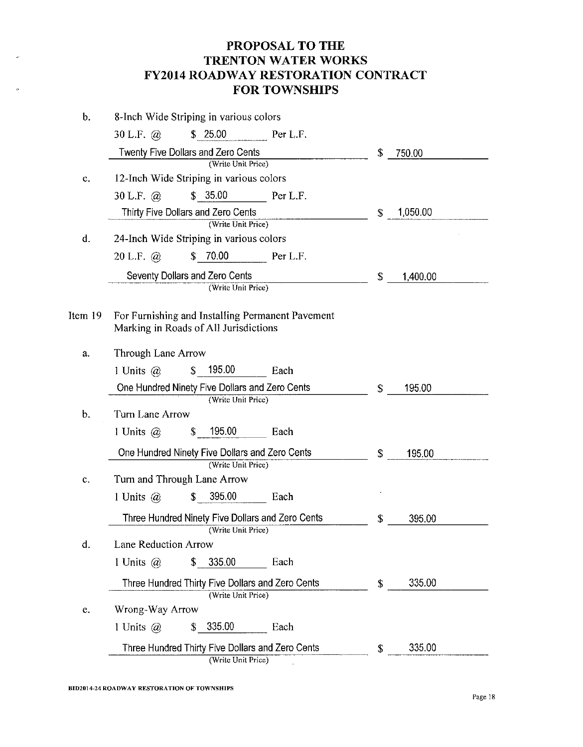# PROPOSAL TO THE TRENTON WATER WORKS FY2014 ROADWAY RESTORATION CONTRACT FOR TOWNSHIPS

b. 8-Inch Wide Striping in various colors

30 L.F. @ $ 25.00 Per L.F.

Twenty Five Dollars and Zero Cents (Write Unit Price) $ 750.00

c. 12-Inch Wide Striping in various colors

30 L.F. @ $ 35.00 Per L.F.

Thirty Five Dollars and Zero Cents (Write Unit Price) $ 1,050.00

d. 24-Inch Wide Striping in various colors

20 L.F. @ $ 70.00 Per L.F.

Seventy Dollars and Zero Cents (Write Unit Price) $ 1,400.00

Item 19 For Furnishing and Installing Permanent Pavement Marking in Roads of All Jurisdictions

a. Through Lane Arrow

1 Units @ $ 195.00 Each

One Hundred Ninety Five Dollars and Zero Cents (Write Unit Price) $ 195.00

b. Turn Lane Arrow

1 Units @ $ 195.00 Each

One Hundred Ninety Five Dollars and Zero Cents (Write Unit Price) $ 195.00

c. Turn and Through Lane Arrow

1 Units @ $ 395.00 Each

Three Hundred Ninety Five Dollars and Zero Cents (Write Unit Price) $ 395.00

d. Lane Reduction Arrow

1 Units @ $ 335.00 Each

Three Hundred Thirty Five Dollars and Zero Cents (Write Unit Price) $ 335.00

e. Wrong-Way Arrow

1 Units @ $ 335.00 Each

Three Hundred Thirty Five Dollars and Zero Cents (Write Unit Price) $ 335.00

BID2014-24 ROADWAY RESTORATION OF TOWNSHIPS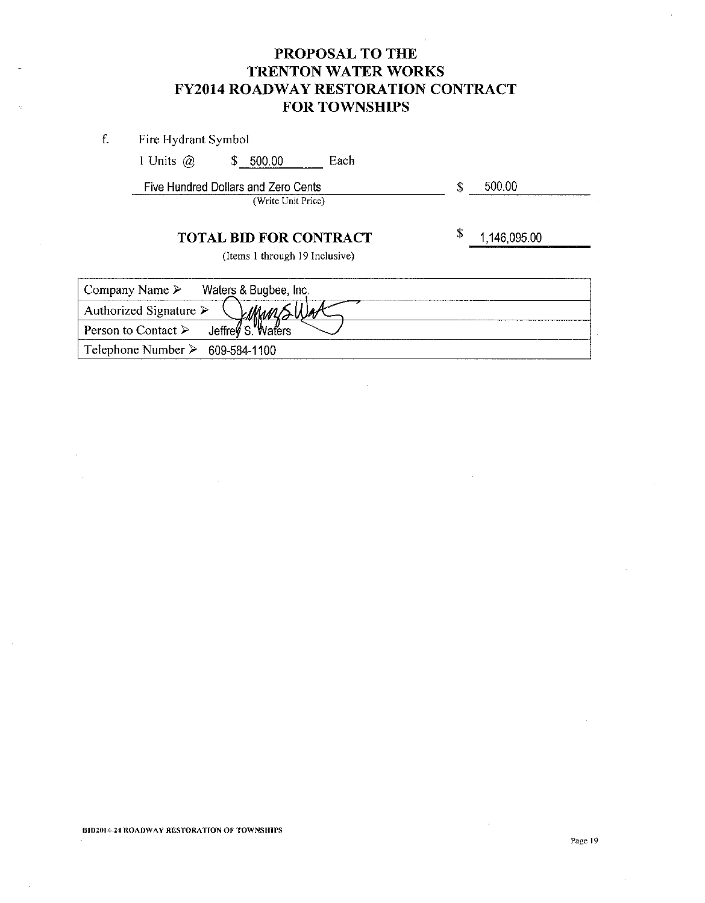# PROPOSAL TO THE TRENTON WATER WORKS FY2014 ROADWAY RESTORATION CONTRACT FOR TOWNSHIPS

f. Fire Hydrant Symbol

1 Units @ $ 500.00 Each

Five Hundred Dollars and Zero Cents $ 500.00
(Write Unit Price)

**TOTAL BID FOR CONTRACT** $ 1,146,095.00

(Items 1 through 19 Inclusive)

| | |
|---|---|
| Company Name ➢ | Waters & Bugbee, Inc. |
| Authorized Signature ➢ | [signature] |
| Person to Contact ➢ | Jeffrey S. Waters |
| Telephone Number ➢ | 609-584-1100 |

BID2014-24 ROADWAY RESTORATION OF TOWNSHIPS